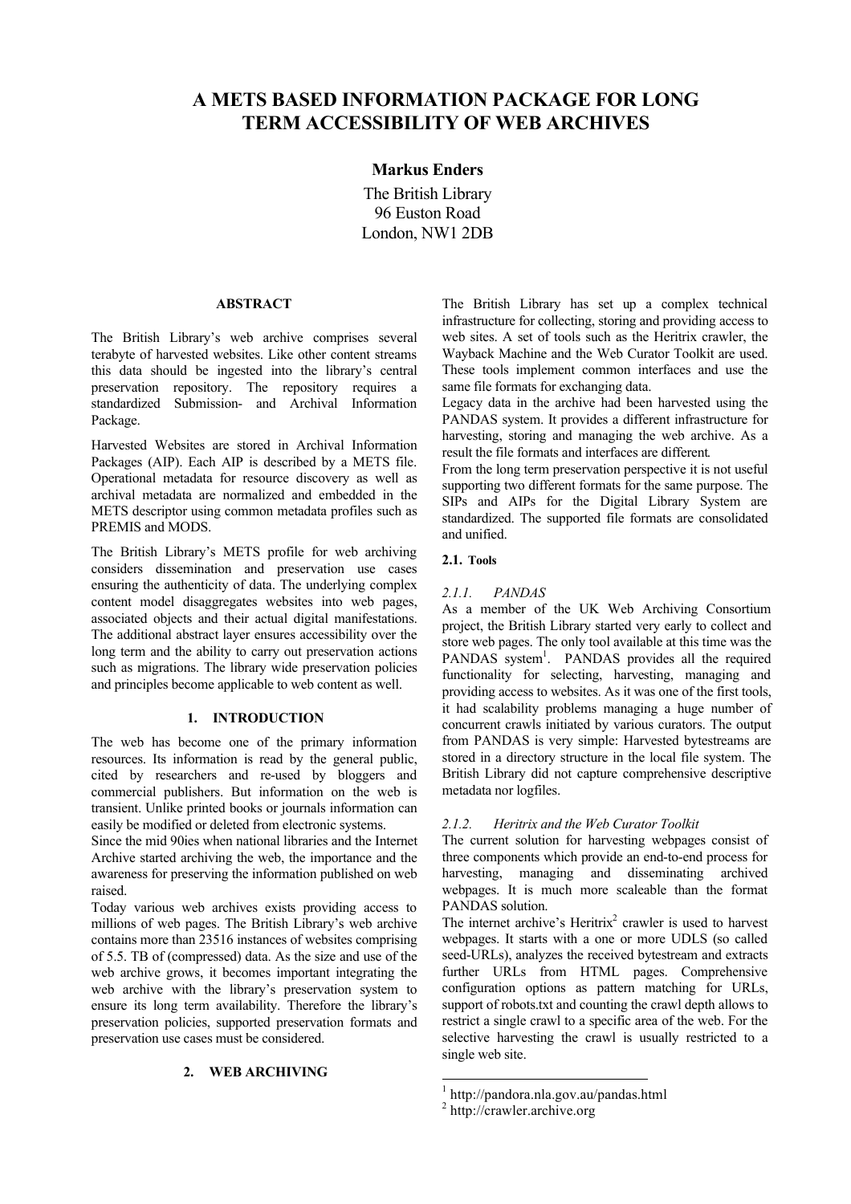# A METS BASED INFORMATION PACKAGE FOR LONG TERM ACCESSIBILITY OF WEB ARCHIVES

**Markus Enders**

The British Library
96 Euston Road
London, NW1 2DB

## ABSTRACT

The British Library's web archive comprises several terabyte of harvested websites. Like other content streams this data should be ingested into the library's central preservation repository. The repository requires a standardized Submission- and Archival Information Package.

Harvested Websites are stored in Archival Information Packages (AIP). Each AIP is described by a METS file. Operational metadata for resource discovery as well as archival metadata are normalized and embedded in the METS descriptor using common metadata profiles such as PREMIS and MODS.

The British Library's METS profile for web archiving considers dissemination and preservation use cases ensuring the authenticity of data. The underlying complex content model disaggregates websites into web pages, associated objects and their actual digital manifestations. The additional abstract layer ensures accessibility over the long term and the ability to carry out preservation actions such as migrations. The library wide preservation policies and principles become applicable to web content as well.

## 1. INTRODUCTION

The web has become one of the primary information resources. Its information is read by the general public, cited by researchers and re-used by bloggers and commercial publishers. But information on the web is transient. Unlike printed books or journals information can easily be modified or deleted from electronic systems.

Since the mid 90ies when national libraries and the Internet Archive started archiving the web, the importance and the awareness for preserving the information published on web raised.

Today various web archives exists providing access to millions of web pages. The British Library's web archive contains more than 23516 instances of websites comprising of 5.5. TB of (compressed) data. As the size and use of the web archive grows, it becomes important integrating the web archive with the library's preservation system to ensure its long term availability. Therefore the library's preservation policies, supported preservation formats and preservation use cases must be considered.

## 2. WEB ARCHIVING

The British Library has set up a complex technical infrastructure for collecting, storing and providing access to web sites. A set of tools such as the Heritrix crawler, the Wayback Machine and the Web Curator Toolkit are used. These tools implement common interfaces and use the same file formats for exchanging data.

Legacy data in the archive had been harvested using the PANDAS system. It provides a different infrastructure for harvesting, storing and managing the web archive. As a result the file formats and interfaces are different.

From the long term preservation perspective it is not useful supporting two different formats for the same purpose. The SIPs and AIPs for the Digital Library System are standardized. The supported file formats are consolidated and unified.

### 2.1. Tools

#### *2.1.1. PANDAS*

As a member of the UK Web Archiving Consortium project, the British Library started very early to collect and store web pages. The only tool available at this time was the PANDAS system[1]. PANDAS provides all the required functionality for selecting, harvesting, managing and providing access to websites. As it was one of the first tools, it had scalability problems managing a huge number of concurrent crawls initiated by various curators. The output from PANDAS is very simple: Harvested bytestreams are stored in a directory structure in the local file system. The British Library did not capture comprehensive descriptive metadata nor logfiles.

#### *2.1.2. Heritrix and the Web Curator Toolkit*

The current solution for harvesting webpages consist of three components which provide an end-to-end process for harvesting, managing and disseminating archived webpages. It is much more scaleable than the format PANDAS solution.

The internet archive's Heritrix[2] crawler is used to harvest webpages. It starts with a one or more UDLS (so called seed-URLs), analyzes the received bytestream and extracts further URLs from HTML pages. Comprehensive configuration options as pattern matching for URLs, support of robots.txt and counting the crawl depth allows to restrict a single crawl to a specific area of the web. For the selective harvesting the crawl is usually restricted to a single web site.

[1] http://pandora.nla.gov.au/pandas.html
[2] http://crawler.archive.org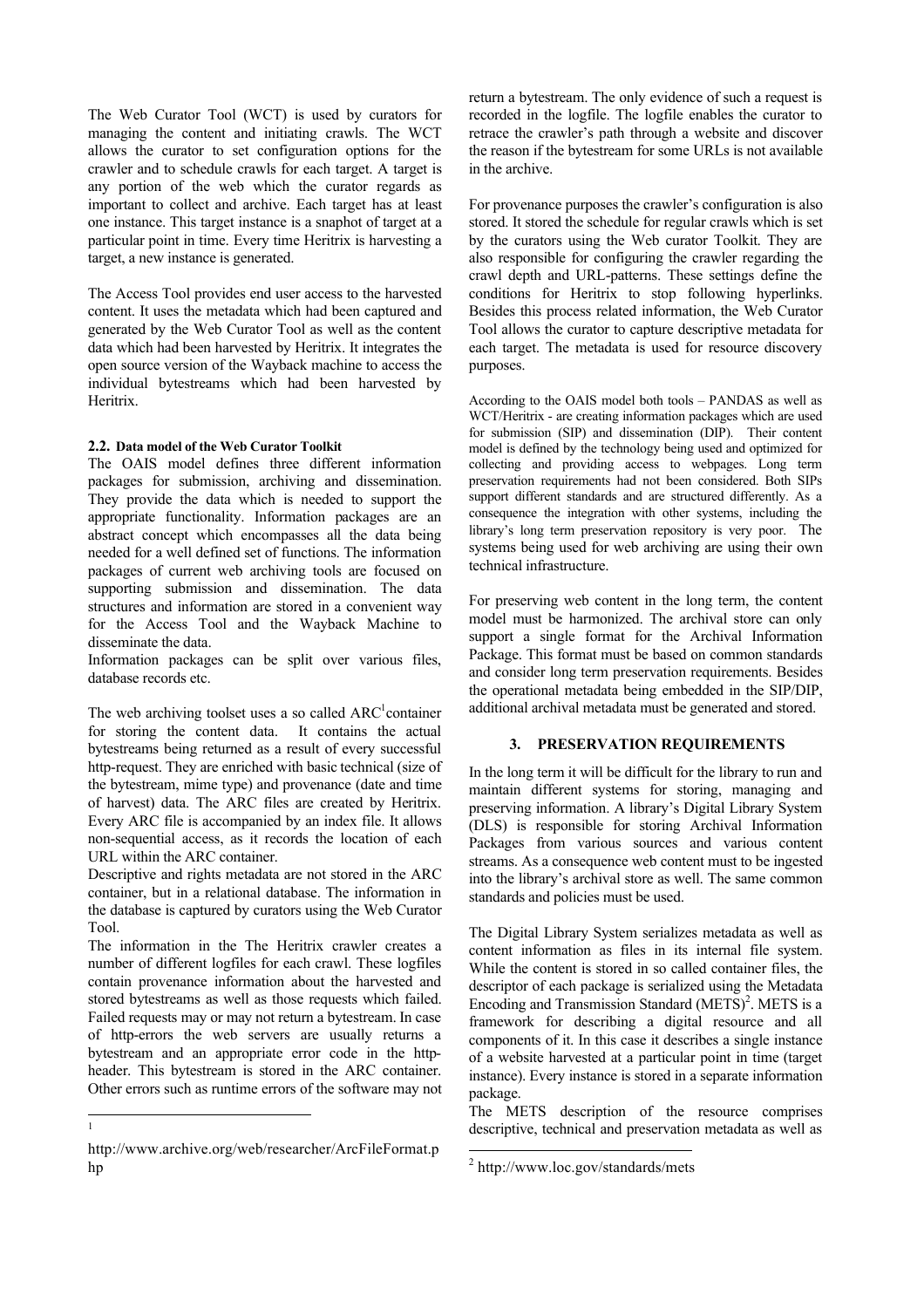The Web Curator Tool (WCT) is used by curators for managing the content and initiating crawls. The WCT allows the curator to set configuration options for the crawler and to schedule crawls for each target. A target is any portion of the web which the curator regards as important to collect and archive. Each target has at least one instance. This target instance is a snaphot of target at a particular point in time. Every time Heritrix is harvesting a target, a new instance is generated.

The Access Tool provides end user access to the harvested content. It uses the metadata which had been captured and generated by the Web Curator Tool as well as the content data which had been harvested by Heritrix. It integrates the open source version of the Wayback machine to access the individual bytestreams which had been harvested by Heritrix.

### 2.2. Data model of the Web Curator Toolkit

The OAIS model defines three different information packages for submission, archiving and dissemination. They provide the data which is needed to support the appropriate functionality. Information packages are an abstract concept which encompasses all the data being needed for a well defined set of functions. The information packages of current web archiving tools are focused on supporting submission and dissemination. The data structures and information are stored in a convenient way for the Access Tool and the Wayback Machine to disseminate the data.

Information packages can be split over various files, database records etc.

The web archiving toolset uses a so called ARC[1]container for storing the content data. It contains the actual bytestreams being returned as a result of every successful http-request. They are enriched with basic technical (size of the bytestream, mime type) and provenance (date and time of harvest) data. The ARC files are created by Heritrix. Every ARC file is accompanied by an index file. It allows non-sequential access, as it records the location of each URL within the ARC container.

Descriptive and rights metadata are not stored in the ARC container, but in a relational database. The information in the database is captured by curators using the Web Curator Tool.

The information in the The Heritrix crawler creates a number of different logfiles for each crawl. These logfiles contain provenance information about the harvested and stored bytestreams as well as those requests which failed. Failed requests may or may not return a bytestream. In case of http-errors the web servers are usually returns a bytestream and an appropriate error code in the http-header. This bytestream is stored in the ARC container. Other errors such as runtime errors of the software may not return a bytestream. The only evidence of such a request is recorded in the logfile. The logfile enables the curator to retrace the crawler's path through a website and discover the reason if the bytestream for some URLs is not available in the archive.

For provenance purposes the crawler's configuration is also stored. It stored the schedule for regular crawls which is set by the curators using the Web curator Toolkit. They are also responsible for configuring the crawler regarding the crawl depth and URL-patterns. These settings define the conditions for Heritrix to stop following hyperlinks. Besides this process related information, the Web Curator Tool allows the curator to capture descriptive metadata for each target. The metadata is used for resource discovery purposes.

According to the OAIS model both tools – PANDAS as well as WCT/Heritrix - are creating information packages which are used for submission (SIP) and dissemination (DIP). Their content model is defined by the technology being used and optimized for collecting and providing access to webpages. Long term preservation requirements had not been considered. Both SIPs support different standards and are structured differently. As a consequence the integration with other systems, including the library's long term preservation repository is very poor. The systems being used for web archiving are using their own technical infrastructure.

For preserving web content in the long term, the content model must be harmonized. The archival store can only support a single format for the Archival Information Package. This format must be based on common standards and consider long term preservation requirements. Besides the operational metadata being embedded in the SIP/DIP, additional archival metadata must be generated and stored.

## 3. PRESERVATION REQUIREMENTS

In the long term it will be difficult for the library to run and maintain different systems for storing, managing and preserving information. A library's Digital Library System (DLS) is responsible for storing Archival Information Packages from various sources and various content streams. As a consequence web content must to be ingested into the library's archival store as well. The same common standards and policies must be used.

The Digital Library System serializes metadata as well as content information as files in its internal file system. While the content is stored in so called container files, the descriptor of each package is serialized using the Metadata Encoding and Transmission Standard (METS)[2]. METS is a framework for describing a digital resource and all components of it. In this case it describes a single instance of a website harvested at a particular point in time (target instance). Every instance is stored in a separate information package.

The METS description of the resource comprises descriptive, technical and preservation metadata as well as

[1] http://www.archive.org/web/researcher/ArcFileFormat.php

[2] http://www.loc.gov/standards/mets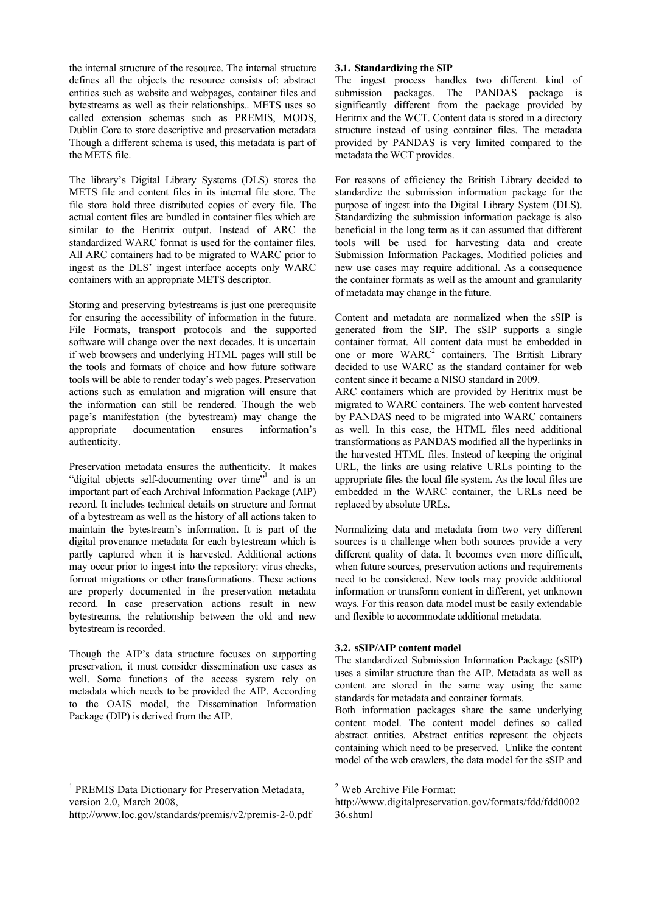the internal structure of the resource. The internal structure defines all the objects the resource consists of: abstract entities such as website and webpages, container files and bytestreams as well as their relationships.. METS uses so called extension schemas such as PREMIS, MODS, Dublin Core to store descriptive and preservation metadata Though a different schema is used, this metadata is part of the METS file.

The library's Digital Library Systems (DLS) stores the METS file and content files in its internal file store. The file store hold three distributed copies of every file. The actual content files are bundled in container files which are similar to the Heritrix output. Instead of ARC the standardized WARC format is used for the container files. All ARC containers had to be migrated to WARC prior to ingest as the DLS' ingest interface accepts only WARC containers with an appropriate METS descriptor.

Storing and preserving bytestreams is just one prerequisite for ensuring the accessibility of information in the future. File Formats, transport protocols and the supported software will change over the next decades. It is uncertain if web browsers and underlying HTML pages will still be the tools and formats of choice and how future software tools will be able to render today's web pages. Preservation actions such as emulation and migration will ensure that the information can still be rendered. Though the web page's manifestation (the bytestream) may change the appropriate documentation ensures information's authenticity.

Preservation metadata ensures the authenticity. It makes "digital objects self-documenting over time"[1] and is an important part of each Archival Information Package (AIP) record. It includes technical details on structure and format of a bytestream as well as the history of all actions taken to maintain the bytestream's information. It is part of the digital provenance metadata for each bytestream which is partly captured when it is harvested. Additional actions may occur prior to ingest into the repository: virus checks, format migrations or other transformations. These actions are properly documented in the preservation metadata record. In case preservation actions result in new bytestreams, the relationship between the old and new bytestream is recorded.

Though the AIP's data structure focuses on supporting preservation, it must consider dissemination use cases as well. Some functions of the access system rely on metadata which needs to be provided the AIP. According to the OAIS model, the Dissemination Information Package (DIP) is derived from the AIP.

### 3.1. Standardizing the SIP

The ingest process handles two different kind of submission packages. The PANDAS package is significantly different from the package provided by Heritrix and the WCT. Content data is stored in a directory structure instead of using container files. The metadata provided by PANDAS is very limited compared to the metadata the WCT provides.

For reasons of efficiency the British Library decided to standardize the submission information package for the purpose of ingest into the Digital Library System (DLS). Standardizing the submission information package is also beneficial in the long term as it can assumed that different tools will be used for harvesting data and create Submission Information Packages. Modified policies and new use cases may require additional. As a consequence the container formats as well as the amount and granularity of metadata may change in the future.

Content and metadata are normalized when the sSIP is generated from the SIP. The sSIP supports a single container format. All content data must be embedded in one or more WARC[2] containers. The British Library decided to use WARC as the standard container for web content since it became a NISO standard in 2009.
ARC containers which are provided by Heritrix must be migrated to WARC containers. The web content harvested by PANDAS need to be migrated into WARC containers as well. In this case, the HTML files need additional transformations as PANDAS modified all the hyperlinks in the harvested HTML files. Instead of keeping the original URL, the links are using relative URLs pointing to the appropriate files the local file system. As the local files are embedded in the WARC container, the URLs need be replaced by absolute URLs.

Normalizing data and metadata from two very different sources is a challenge when both sources provide a very different quality of data. It becomes even more difficult, when future sources, preservation actions and requirements need to be considered. New tools may provide additional information or transform content in different, yet unknown ways. For this reason data model must be easily extendable and flexible to accommodate additional metadata.

### 3.2. sSIP/AIP content model

The standardized Submission Information Package (sSIP) uses a similar structure than the AIP. Metadata as well as content are stored in the same way using the same standards for metadata and container formats.
Both information packages share the same underlying content model. The content model defines so called abstract entities. Abstract entities represent the objects containing which need to be preserved. Unlike the content model of the web crawlers, the data model for the sSIP and

---

[1] PREMIS Data Dictionary for Preservation Metadata, version 2.0, March 2008, http://www.loc.gov/standards/premis/v2/premis-2-0.pdf

[2] Web Archive File Format: http://www.digitalpreservation.gov/formats/fdd/fdd000236.shtml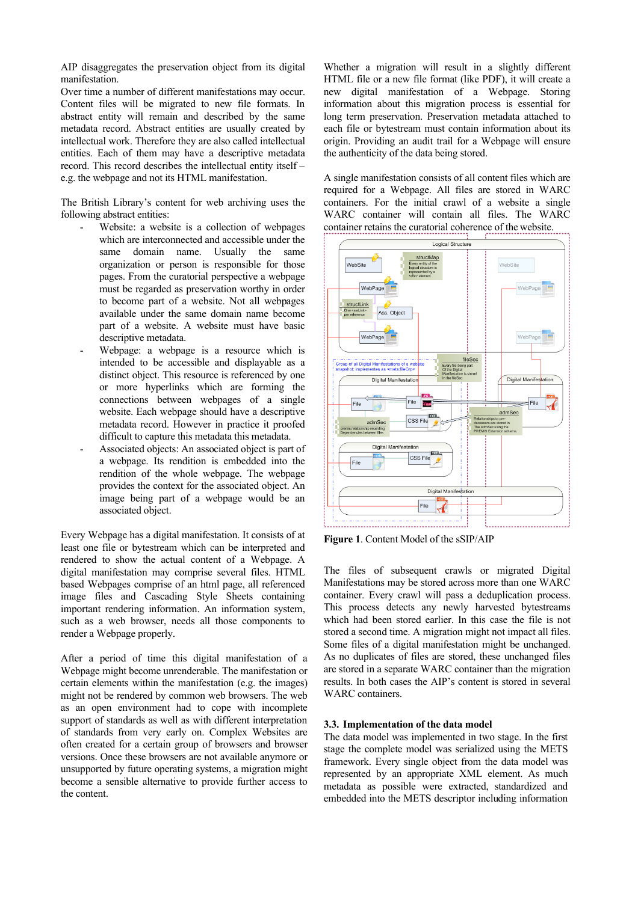AIP disaggregates the preservation object from its digital manifestation.

Over time a number of different manifestations may occur. Content files will be migrated to new file formats. In abstract entity will remain and described by the same metadata record. Abstract entities are usually created by intellectual work. Therefore they are also called intellectual entities. Each of them may have a descriptive metadata record. This record describes the intellectual entity itself – e.g. the webpage and not its HTML manifestation.

The British Library's content for web archiving uses the following abstract entities:

- Website: a website is a collection of webpages which are interconnected and accessible under the same domain name. Usually the same organization or person is responsible for those pages. From the curatorial perspective a webpage must be regarded as preservation worthy in order to become part of a website. Not all webpages available under the same domain name become part of a website. A website must have basic descriptive metadata.
- Webpage: a webpage is a resource which is intended to be accessible and displayable as a distinct object. This resource is referenced by one or more hyperlinks which are forming the connections between webpages of a single website. Each webpage should have a descriptive metadata record. However in practice it proofed difficult to capture this metadata this metadata.
- Associated objects: An associated object is part of a webpage. Its rendition is embedded into the rendition of the whole webpage. The webpage provides the context for the associated object. An image being part of a webpage would be an associated object.

Every Webpage has a digital manifestation. It consists of at least one file or bytestream which can be interpreted and rendered to show the actual content of a Webpage. A digital manifestation may comprise several files. HTML based Webpages comprise of an html page, all referenced image files and Cascading Style Sheets containing important rendering information. An information system, such as a web browser, needs all those components to render a Webpage properly.

After a period of time this digital manifestation of a Webpage might become unrenderable. The manifestation or certain elements within the manifestation (e.g. the images) might not be rendered by common web browsers. The web as an open environment had to cope with incomplete support of standards as well as with different interpretation of standards from very early on. Complex Websites are often created for a certain group of browsers and browser versions. Once these browsers are not available anymore or unsupported by future operating systems, a migration might become a sensible alternative to provide further access to the content.

Whether a migration will result in a slightly different HTML file or a new file format (like PDF), it will create a new digital manifestation of a Webpage. Storing information about this migration process is essential for long term preservation. Preservation metadata attached to each file or bytestream must contain information about its origin. Providing an audit trail for a Webpage will ensure the authenticity of the data being stored.

A single manifestation consists of all content files which are required for a Webpage. All files are stored in WARC containers. For the initial crawl of a website a single WARC container will contain all files. The WARC container retains the curatorial coherence of the website.

**Figure 1**. Content Model of the sSIP/AIP

The files of subsequent crawls or migrated Digital Manifestations may be stored across more than one WARC container. Every crawl will pass a deduplication process. This process detects any newly harvested bytestreams which had been stored earlier. In this case the file is not stored a second time. A migration might not impact all files. Some files of a digital manifestation might be unchanged. As no duplicates of files are stored, these unchanged files are stored in a separate WARC container than the migration results. In both cases the AIP's content is stored in several WARC containers.

### 3.3. Implementation of the data model

The data model was implemented in two stage. In the first stage the complete model was serialized using the METS framework. Every single object from the data model was represented by an appropriate XML element. As much metadata as possible were extracted, standardized and embedded into the METS descriptor including information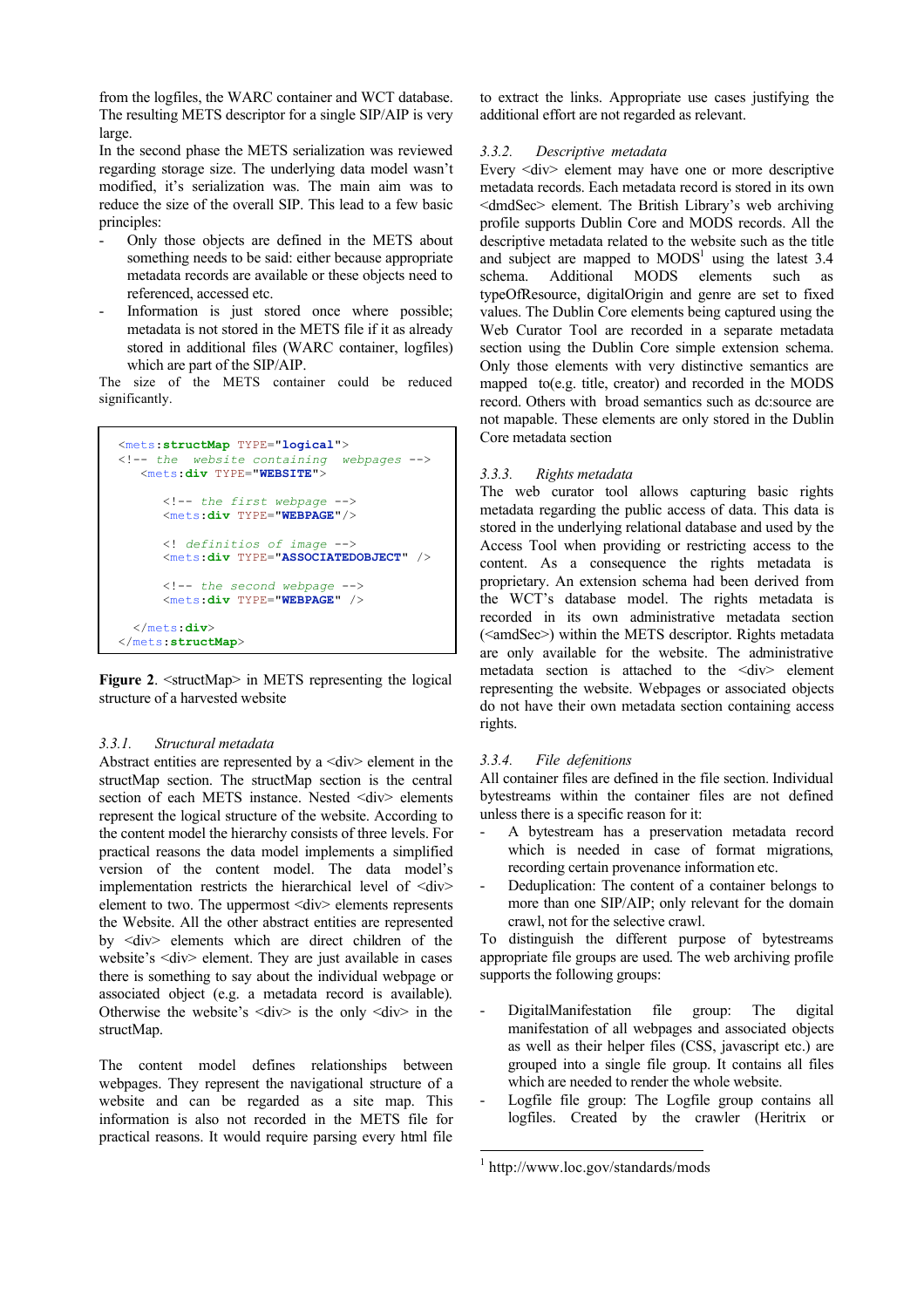from the logfiles, the WARC container and WCT database. The resulting METS descriptor for a single SIP/AIP is very large.

In the second phase the METS serialization was reviewed regarding storage size. The underlying data model wasn't modified, it's serialization was. The main aim was to reduce the size of the overall SIP. This lead to a few basic principles:

- Only those objects are defined in the METS about something needs to be said: either because appropriate metadata records are available or these objects need to referenced, accessed etc.
- Information is just stored once where possible; metadata is not stored in the METS file if it as already stored in additional files (WARC container, logfiles) which are part of the SIP/AIP.

The size of the METS container could be reduced significantly.

```
<mets:structMap TYPE="logical">
<!-- the  website containing  webpages -->
   <mets:div TYPE="WEBSITE">

      <!-- the first webpage -->
      <mets:div TYPE="WEBPAGE"/>

      <! definitios of image -->
      <mets:div TYPE="ASSOCIATEDOBJECT" />

      <!-- the second webpage -->
      <mets:div TYPE="WEBPAGE" />

  </mets:div>
</mets:structMap>
```

**Figure 2**. <structMap> in METS representing the logical structure of a harvested website

### 3.3.1. *Structural metadata*

Abstract entities are represented by a <div> element in the structMap section. The structMap section is the central section of each METS instance. Nested <div> elements represent the logical structure of the website. According to the content model the hierarchy consists of three levels. For practical reasons the data model implements a simplified version of the content model. The data model's implementation restricts the hierarchical level of <div> element to two. The uppermost <div> elements represents the Website. All the other abstract entities are represented by <div> elements which are direct children of the website's <div> element. They are just available in cases there is something to say about the individual webpage or associated object (e.g. a metadata record is available). Otherwise the website's <div> is the only <div> in the structMap.

The content model defines relationships between webpages. They represent the navigational structure of a website and can be regarded as a site map. This information is also not recorded in the METS file for practical reasons. It would require parsing every html file to extract the links. Appropriate use cases justifying the additional effort are not regarded as relevant.

### 3.3.2. *Descriptive metadata*

Every <div> element may have one or more descriptive metadata records. Each metadata record is stored in its own <dmdSec> element. The British Library's web archiving profile supports Dublin Core and MODS records. All the descriptive metadata related to the website such as the title and subject are mapped to MODS[1] using the latest 3.4 schema. Additional MODS elements such as typeOfResource, digitalOrigin and genre are set to fixed values. The Dublin Core elements being captured using the Web Curator Tool are recorded in a separate metadata section using the Dublin Core simple extension schema. Only those elements with very distinctive semantics are mapped to(e.g. title, creator) and recorded in the MODS record. Others with broad semantics such as dc:source are not mapable. These elements are only stored in the Dublin Core metadata section

### 3.3.3. *Rights metadata*

The web curator tool allows capturing basic rights metadata regarding the public access of data. This data is stored in the underlying relational database and used by the Access Tool when providing or restricting access to the content. As a consequence the rights metadata is proprietary. An extension schema had been derived from the WCT's database model. The rights metadata is recorded in its own administrative metadata section (<amdSec>) within the METS descriptor. Rights metadata are only available for the website. The administrative metadata section is attached to the <div> element representing the website. Webpages or associated objects do not have their own metadata section containing access rights.

### 3.3.4. *File defenitions*

All container files are defined in the file section. Individual bytestreams within the container files are not defined unless there is a specific reason for it:

- A bytestream has a preservation metadata record which is needed in case of format migrations, recording certain provenance information etc.
- Deduplication: The content of a container belongs to more than one SIP/AIP; only relevant for the domain crawl, not for the selective crawl.

To distinguish the different purpose of bytestreams appropriate file groups are used. The web archiving profile supports the following groups:

- DigitalManifestation file group: The digital manifestation of all webpages and associated objects as well as their helper files (CSS, javascript etc.) are grouped into a single file group. It contains all files which are needed to render the whole website.
- Logfile file group: The Logfile group contains all logfiles. Created by the crawler (Heritrix or

[1] http://www.loc.gov/standards/mods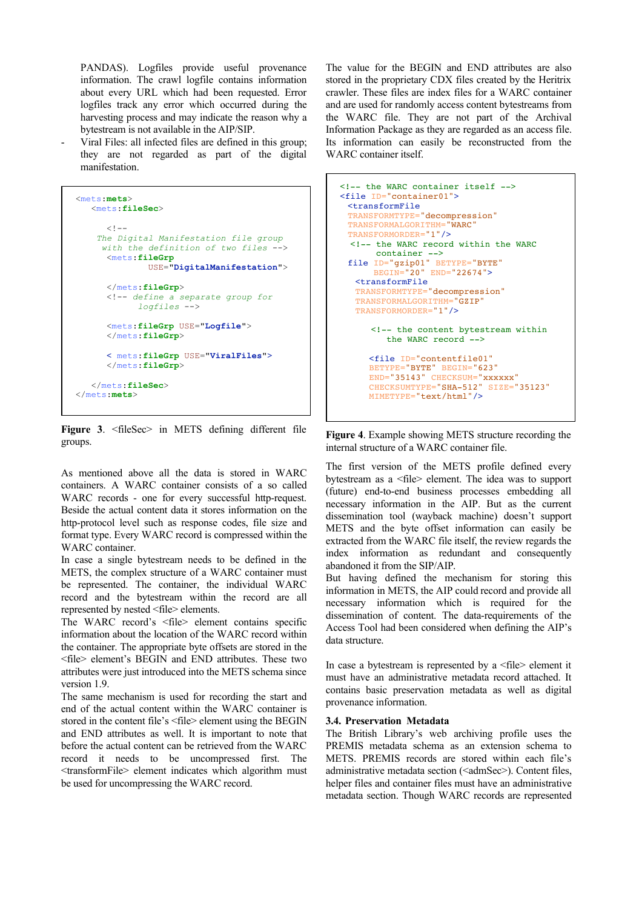PANDAS). Logfiles provide useful provenance information. The crawl logfile contains information about every URL which had been requested. Error logfiles track any error which occurred during the harvesting process and may indicate the reason why a bytestream is not available in the AIP/SIP.

- Viral Files: all infected files are defined in this group; they are not regarded as part of the digital manifestation.

```
<mets:mets>
   <mets:fileSec>

      <!--
      The Digital Manifestation file group
      with the definition of two files -->
      <mets:fileGrp
               USE="DigitalManifestation">

      </mets:fileGrp>
      <!-- define a separate group for
            logfiles -->

      <mets:fileGrp USE="Logfile">
      </mets:fileGrp>

      < mets:fileGrp USE="ViralFiles">
      </mets:fileGrp>

   </mets:fileSec>
</mets:mets>
```

**Figure 3**. <fileSec> in METS defining different file groups.

As mentioned above all the data is stored in WARC containers. A WARC container consists of a so called WARC records - one for every successful http-request. Beside the actual content data it stores information on the http-protocol level such as response codes, file size and format type. Every WARC record is compressed within the WARC container.

In case a single bytestream needs to be defined in the METS, the complex structure of a WARC container must be represented. The container, the individual WARC record and the bytestream within the record are all represented by nested <file> elements.

The WARC record's <file> element contains specific information about the location of the WARC record within the container. The appropriate byte offsets are stored in the <file> element's BEGIN and END attributes. These two attributes were just introduced into the METS schema since version 1.9.

The same mechanism is used for recording the start and end of the actual content within the WARC container is stored in the content file's <file> element using the BEGIN and END attributes as well. It is important to note that before the actual content can be retrieved from the WARC record it needs to be uncompressed first. The <transformFile> element indicates which algorithm must be used for uncompressing the WARC record.

The value for the BEGIN and END attributes are also stored in the proprietary CDX files created by the Heritrix crawler. These files are index files for a WARC container and are used for randomly access content bytestreams from the WARC file. They are not part of the Archival Information Package as they are regarded as an access file. Its information can easily be reconstructed from the WARC container itself.

```
<!-- the WARC container itself -->
<file ID="container01">
  <transformFile
  TRANSFORMTYPE="decompression"
  TRANSFORMALGORITHM="WARC"
  TRANSFORMORDER="1"/>
   <!-- the WARC record within the WARC
        container -->
  file ID="gzip01" BETYPE="BYTE"
       BEGIN="20" END="22674">
    <transformFile
    TRANSFORMTYPE="decompression"
    TRANSFORMALGORITHM="GZIP"
    TRANSFORMORDER="1"/>

        <!-- the content bytestream within
           the WARC record -->

       <file ID="contentfile01"
       BETYPE="BYTE" BEGIN="623"
       END="35143" CHECKSUM="xxxxxx"
       CHECKSUMTYPE="SHA-512" SIZE="35123"
       MIMETYPE="text/html"/>
```

**Figure 4**. Example showing METS structure recording the internal structure of a WARC container file.

The first version of the METS profile defined every bytestream as a <file> element. The idea was to support (future) end-to-end business processes embedding all necessary information in the AIP. But as the current dissemination tool (wayback machine) doesn't support METS and the byte offset information can easily be extracted from the WARC file itself, the review regards the index information as redundant and consequently abandoned it from the SIP/AIP.

But having defined the mechanism for storing this information in METS, the AIP could record and provide all necessary information which is required for the dissemination of content. The data-requirements of the Access Tool had been considered when defining the AIP's data structure.

In case a bytestream is represented by a <file> element it must have an administrative metadata record attached. It contains basic preservation metadata as well as digital provenance information.

### 3.4. Preservation Metadata

The British Library's web archiving profile uses the PREMIS metadata schema as an extension schema to METS. PREMIS records are stored within each file's administrative metadata section (<admSec>). Content files, helper files and container files must have an administrative metadata section. Though WARC records are represented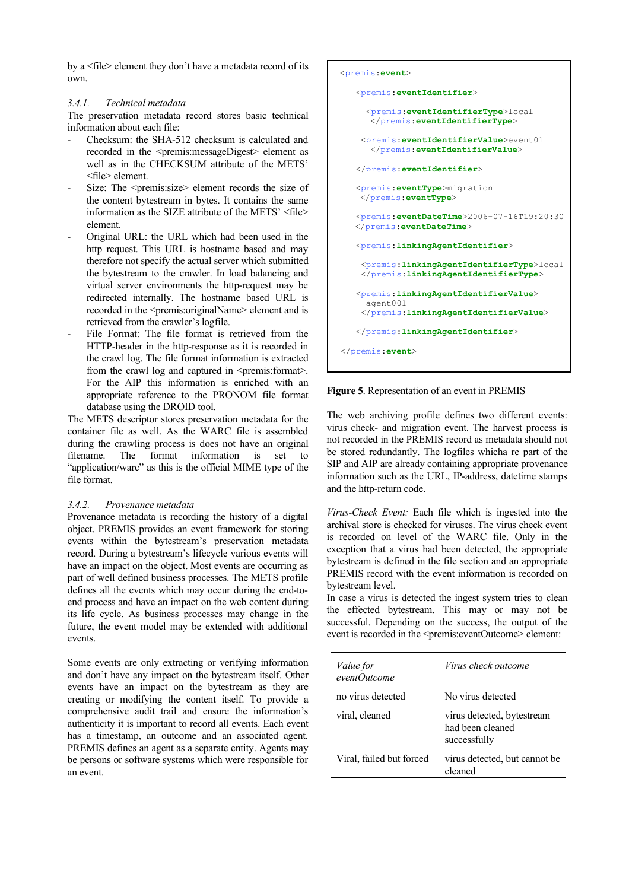by a <file> element they don't have a metadata record of its own.

### 3.4.1. *Technical metadata*

The preservation metadata record stores basic technical information about each file:

- Checksum: the SHA-512 checksum is calculated and recorded in the <premis:messageDigest> element as well as in the CHECKSUM attribute of the METS' <file> element.
- Size: The <premis:size> element records the size of the content bytestream in bytes. It contains the same information as the SIZE attribute of the METS' <file> element.
- Original URL: the URL which had been used in the http request. This URL is hostname based and may therefore not specify the actual server which submitted the bytestream to the crawler. In load balancing and virtual server environments the http-request may be redirected internally. The hostname based URL is recorded in the <premis:originalName> element and is retrieved from the crawler's logfile.
- File Format: The file format is retrieved from the HTTP-header in the http-response as it is recorded in the crawl log. The file format information is extracted from the crawl log and captured in <premis:format>. For the AIP this information is enriched with an appropriate reference to the PRONOM file format database using the DROID tool.

The METS descriptor stores preservation metadata for the container file as well. As the WARC file is assembled during the crawling process is does not have an original filename. The format information is set to "application/warc" as this is the official MIME type of the file format.

### 3.4.2. *Provenance metadata*

Provenance metadata is recording the history of a digital object. PREMIS provides an event framework for storing events within the bytestream's preservation metadata record. During a bytestream's lifecycle various events will have an impact on the object. Most events are occurring as part of well defined business processes. The METS profile defines all the events which may occur during the end-to-end process and have an impact on the web content during its life cycle. As business processes may change in the future, the event model may be extended with additional events.

Some events are only extracting or verifying information and don't have any impact on the bytestream itself. Other events have an impact on the bytestream as they are creating or modifying the content itself. To provide a comprehensive audit trail and ensure the information's authenticity it is important to record all events. Each event has a timestamp, an outcome and an associated agent. PREMIS defines an agent as a separate entity. Agents may be persons or software systems which were responsible for an event.

```
<premis:event>
   <premis:eventIdentifier>
     <premis:eventIdentifierType>local
      </premis:eventIdentifierType>
    <premis:eventIdentifierValue>event01
      </premis:eventIdentifierValue>
   </premis:eventIdentifier>
   <premis:eventType>migration
    </premis:eventType>
   <premis:eventDateTime>2006-07-16T19:20:30
   </premis:eventDateTime>
   <premis:linkingAgentIdentifier>
    <premis:linkingAgentIdentifierType>local
    </premis:linkingAgentIdentifierType>
   <premis:linkingAgentIdentifierValue>
    agent001
    </premis:linkingAgentIdentifierValue>
   </premis:linkingAgentIdentifier>
</premis:event>
```

**Figure 5**. Representation of an event in PREMIS

The web archiving profile defines two different events: virus check- and migration event. The harvest process is not recorded in the PREMIS record as metadata should not be stored redundantly. The logfiles whicha re part of the SIP and AIP are already containing appropriate provenance information such as the URL, IP-address, datetime stamps and the http-return code.

*Virus-Check Event:* Each file which is ingested into the archival store is checked for viruses. The virus check event is recorded on level of the WARC file. Only in the exception that a virus had been detected, the appropriate bytestream is defined in the file section and an appropriate PREMIS record with the event information is recorded on bytestream level.

In case a virus is detected the ingest system tries to clean the effected bytestream. This may or may not be successful. Depending on the success, the output of the event is recorded in the <premis:eventOutcome> element:

| *Value for eventOutcome* | *Virus check outcome* |
|---|---|
| no virus detected | No virus detected |
| viral, cleaned | virus detected, bytestream had been cleaned successfully |
| Viral, failed but forced | virus detected, but cannot be cleaned |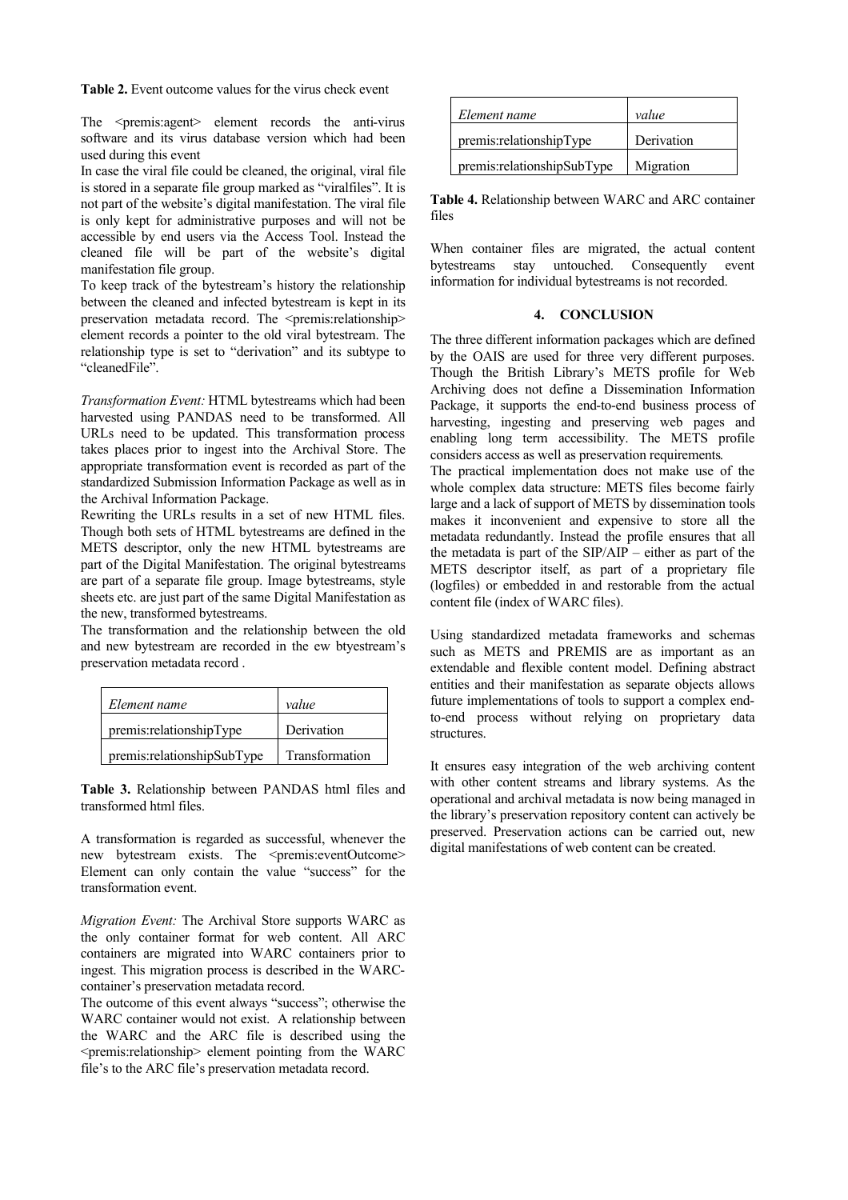**Table 2.** Event outcome values for the virus check event

The <premis:agent> element records the anti-virus software and its virus database version which had been used during this event

In case the viral file could be cleaned, the original, viral file is stored in a separate file group marked as "viralfiles". It is not part of the website's digital manifestation. The viral file is only kept for administrative purposes and will not be accessible by end users via the Access Tool. Instead the cleaned file will be part of the website's digital manifestation file group.

To keep track of the bytestream's history the relationship between the cleaned and infected bytestream is kept in its preservation metadata record. The <premis:relationship> element records a pointer to the old viral bytestream. The relationship type is set to "derivation" and its subtype to "cleanedFile".

*Transformation Event:* HTML bytestreams which had been harvested using PANDAS need to be transformed. All URLs need to be updated. This transformation process takes places prior to ingest into the Archival Store. The appropriate transformation event is recorded as part of the standardized Submission Information Package as well as in the Archival Information Package.

Rewriting the URLs results in a set of new HTML files. Though both sets of HTML bytestreams are defined in the METS descriptor, only the new HTML bytestreams are part of the Digital Manifestation. The original bytestreams are part of a separate file group. Image bytestreams, style sheets etc. are just part of the same Digital Manifestation as the new, transformed bytestreams.

The transformation and the relationship between the old and new bytestream are recorded in the ew btyestream's preservation metadata record .

| *Element name* | *value* |
| --- | --- |
| premis:relationshipType | Derivation |
| premis:relationshipSubType | Transformation |

**Table 3.** Relationship between PANDAS html files and transformed html files.

A transformation is regarded as successful, whenever the new bytestream exists. The <premis:eventOutcome> Element can only contain the value "success" for the transformation event.

*Migration Event:* The Archival Store supports WARC as the only container format for web content. All ARC containers are migrated into WARC containers prior to ingest. This migration process is described in the WARC-container's preservation metadata record.

The outcome of this event always "success"; otherwise the WARC container would not exist. A relationship between the WARC and the ARC file is described using the <premis:relationship> element pointing from the WARC file's to the ARC file's preservation metadata record.

| *Element name* | *value* |
| --- | --- |
| premis:relationshipType | Derivation |
| premis:relationshipSubType | Migration |

**Table 4.** Relationship between WARC and ARC container files

When container files are migrated, the actual content bytestreams stay untouched. Consequently event information for individual bytestreams is not recorded.

## 4. CONCLUSION

The three different information packages which are defined by the OAIS are used for three very different purposes. Though the British Library's METS profile for Web Archiving does not define a Dissemination Information Package, it supports the end-to-end business process of harvesting, ingesting and preserving web pages and enabling long term accessibility. The METS profile considers access as well as preservation requirements.

The practical implementation does not make use of the whole complex data structure: METS files become fairly large and a lack of support of METS by dissemination tools makes it inconvenient and expensive to store all the metadata redundantly. Instead the profile ensures that all the metadata is part of the SIP/AIP – either as part of the METS descriptor itself, as part of a proprietary file (logfiles) or embedded in and restorable from the actual content file (index of WARC files).

Using standardized metadata frameworks and schemas such as METS and PREMIS are as important as an extendable and flexible content model. Defining abstract entities and their manifestation as separate objects allows future implementations of tools to support a complex end-to-end process without relying on proprietary data structures.

It ensures easy integration of the web archiving content with other content streams and library systems. As the operational and archival metadata is now being managed in the library's preservation repository content can actively be preserved. Preservation actions can be carried out, new digital manifestations of web content can be created.